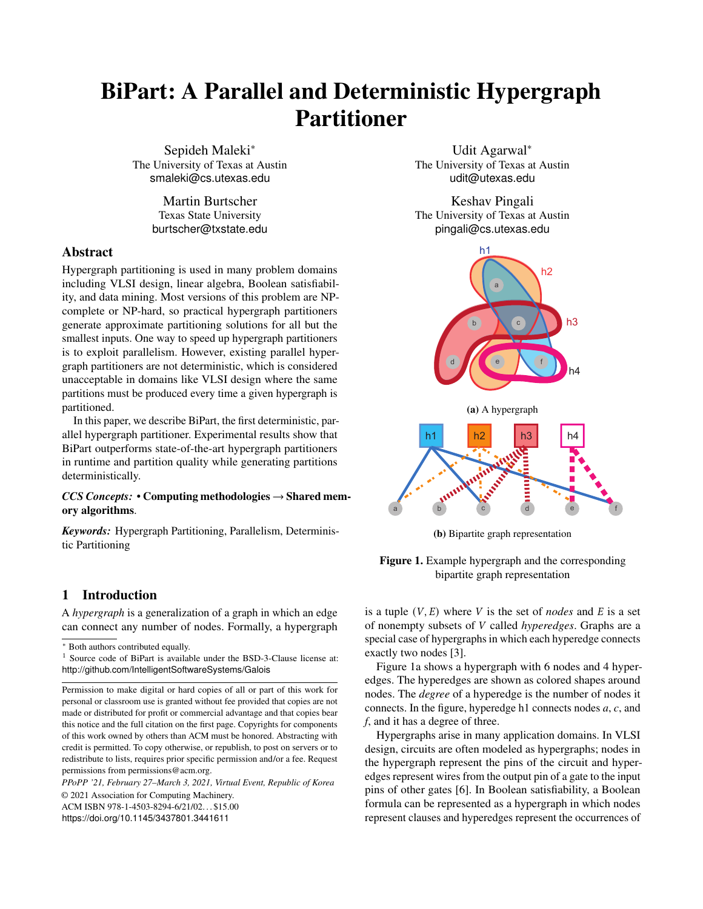# BiPart: A Parallel and Deterministic Hypergraph Partitioner

Sepideh Maleki*
The University of Texas at Austin
smaleki@cs.utexas.edu

Udit Agarwal*
The University of Texas at Austin
udit@utexas.edu

Martin Burtscher
Texas State University
burtscher@txstate.edu

Keshav Pingali
The University of Texas at Austin
pingali@cs.utexas.edu

## Abstract

Hypergraph partitioning is used in many problem domains including VLSI design, linear algebra, Boolean satisfiability, and data mining. Most versions of this problem are NP-complete or NP-hard, so practical hypergraph partitioners generate approximate partitioning solutions for all but the smallest inputs. One way to speed up hypergraph partitioners is to exploit parallelism. However, existing parallel hypergraph partitioners are not deterministic, which is considered unacceptable in domains like VLSI design where the same partitions must be produced every time a given hypergraph is partitioned.

In this paper, we describe BiPart, the first deterministic, parallel hypergraph partitioner. Experimental results show that BiPart outperforms state-of-the-art hypergraph partitioners in runtime and partition quality while generating partitions deterministically.

*CCS Concepts:* • **Computing methodologies** → **Shared memory algorithms**.

*Keywords:* Hypergraph Partitioning, Parallelism, Deterministic Partitioning

**(a)** A hypergraph

**(b)** Bipartite graph representation

**Figure 1.** Example hypergraph and the corresponding bipartite graph representation

## 1 Introduction

A *hypergraph* is a generalization of a graph in which an edge can connect any number of nodes. Formally, a hypergraph is a tuple $(V, E)$ where $V$ is the set of *nodes* and $E$ is a set of nonempty subsets of $V$ called *hyperedges*. Graphs are a special case of hypergraphs in which each hyperedge connects exactly two nodes [3].

Figure 1a shows a hypergraph with 6 nodes and 4 hyperedges. The hyperedges are shown as colored shapes around nodes. The *degree* of a hyperedge is the number of nodes it connects. In the figure, hyperedge h1 connects nodes *a*, *c*, and *f*, and it has a degree of three.

Hypergraphs arise in many application domains. In VLSI design, circuits are often modeled as hypergraphs; nodes in the hypergraph represent the pins of the circuit and hyperedges represent wires from the output pin of a gate to the input pins of other gates [6]. In Boolean satisfiability, a Boolean formula can be represented as a hypergraph in which nodes represent clauses and hyperedges represent the occurrences of

---

* Both authors contributed equally.

[1] Source code of BiPart is available under the BSD-3-Clause license at: http://github.com/IntelligentSoftwareSystems/Galois

Permission to make digital or hard copies of all or part of this work for personal or classroom use is granted without fee provided that copies are not made or distributed for profit or commercial advantage and that copies bear this notice and the full citation on the first page. Copyrights for components of this work owned by others than ACM must be honored. Abstracting with credit is permitted. To copy otherwise, or republish, to post on servers or to redistribute to lists, requires prior specific permission and/or a fee. Request permissions from permissions@acm.org.

*PPoPP '21, February 27–March 3, 2021, Virtual Event, Republic of Korea*
© 2021 Association for Computing Machinery.
ACM ISBN 978-1-4503-8294-6/21/02...$15.00
https://doi.org/10.1145/3437801.3441611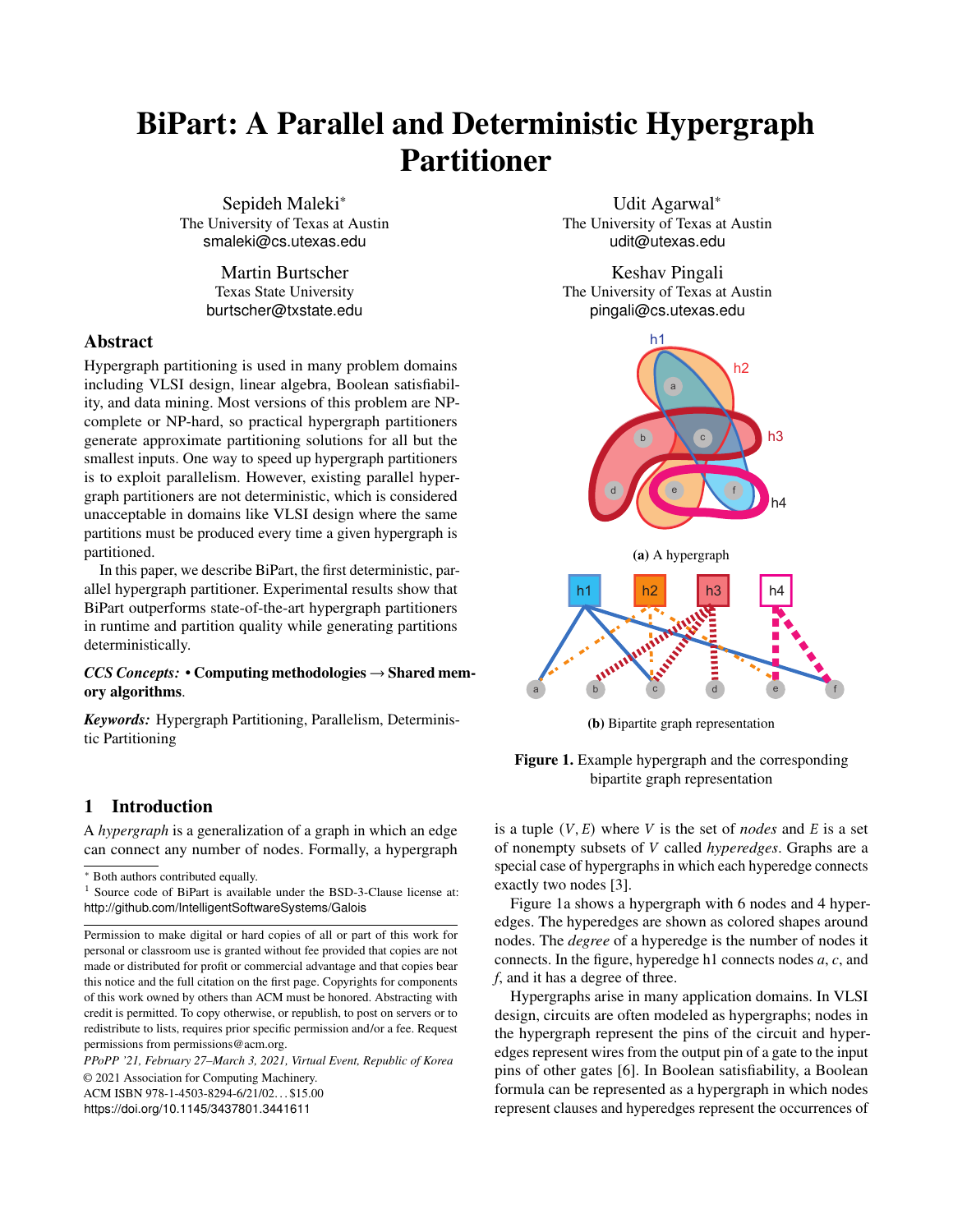# BiPart: A Parallel and Deterministic Hypergraph Partitioner

Sepideh Maleki*
The University of Texas at Austin
smaleki@cs.utexas.edu

Udit Agarwal*
The University of Texas at Austin
udit@utexas.edu

Martin Burtscher
Texas State University
burtscher@txstate.edu

Keshav Pingali
The University of Texas at Austin
pingali@cs.utexas.edu

## Abstract

Hypergraph partitioning is used in many problem domains including VLSI design, linear algebra, Boolean satisfiability, and data mining. Most versions of this problem are NP-complete or NP-hard, so practical hypergraph partitioners generate approximate partitioning solutions for all but the smallest inputs. One way to speed up hypergraph partitioners is to exploit parallelism. However, existing parallel hypergraph partitioners are not deterministic, which is considered unacceptable in domains like VLSI design where the same partitions must be produced every time a given hypergraph is partitioned.

In this paper, we describe BiPart, the first deterministic, parallel hypergraph partitioner. Experimental results show that BiPart outperforms state-of-the-art hypergraph partitioners in runtime and partition quality while generating partitions deterministically.

*CCS Concepts:* • **Computing methodologies → Shared memory algorithms**.

*Keywords:* Hypergraph Partitioning, Parallelism, Deterministic Partitioning

(a) A hypergraph

(b) Bipartite graph representation

**Figure 1.** Example hypergraph and the corresponding bipartite graph representation

## 1 Introduction

A *hypergraph* is a generalization of a graph in which an edge can connect any number of nodes. Formally, a hypergraph is a tuple $(V, E)$ where $V$ is the set of *nodes* and $E$ is a set of nonempty subsets of $V$ called *hyperedges*. Graphs are a special case of hypergraphs in which each hyperedge connects exactly two nodes [3].

Figure 1a shows a hypergraph with 6 nodes and 4 hyperedges. The hyperedges are shown as colored shapes around nodes. The *degree* of a hyperedge is the number of nodes it connects. In the figure, hyperedge h1 connects nodes $a$, $c$, and $f$, and it has a degree of three.

Hypergraphs arise in many application domains. In VLSI design, circuits are often modeled as hypergraphs; nodes in the hypergraph represent the pins of the circuit and hyperedges represent wires from the output pin of a gate to the input pins of other gates [6]. In Boolean satisfiability, a Boolean formula can be represented as a hypergraph in which nodes represent clauses and hyperedges represent the occurrences of

---

* Both authors contributed equally.

[1] Source code of BiPart is available under the BSD-3-Clause license at: http://github.com/IntelligentSoftwareSystems/Galois

Permission to make digital or hard copies of all or part of this work for personal or classroom use is granted without fee provided that copies are not made or distributed for profit or commercial advantage and that copies bear this notice and the full citation on the first page. Copyrights for components of this work owned by others than ACM must be honored. Abstracting with credit is permitted. To copy otherwise, or republish, to post on servers or to redistribute to lists, requires prior specific permission and/or a fee. Request permissions from permissions@acm.org.

*PPoPP '21, February 27–March 3, 2021, Virtual Event, Republic of Korea*
© 2021 Association for Computing Machinery.
ACM ISBN 978-1-4503-8294-6/21/02...$15.00
https://doi.org/10.1145/3437801.3441611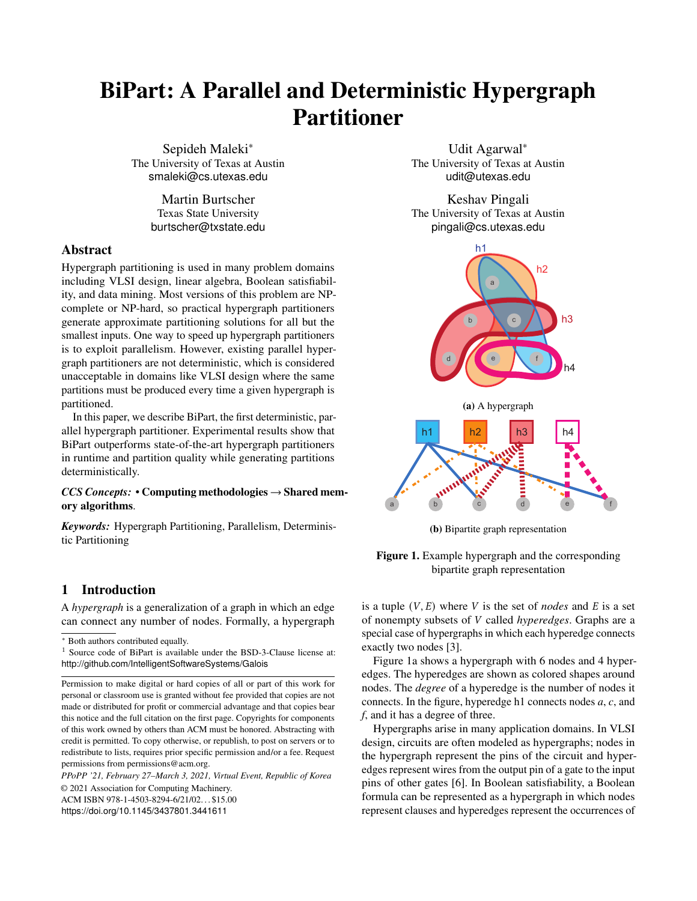# BiPart: A Parallel and Deterministic Hypergraph Partitioner

Sepideh Maleki[*]
The University of Texas at Austin
smaleki@cs.utexas.edu

Udit Agarwal[*]
The University of Texas at Austin
udit@utexas.edu

Martin Burtscher
Texas State University
burtscher@txstate.edu

Keshav Pingali
The University of Texas at Austin
pingali@cs.utexas.edu

## Abstract

Hypergraph partitioning is used in many problem domains including VLSI design, linear algebra, Boolean satisfiability, and data mining. Most versions of this problem are NP-complete or NP-hard, so practical hypergraph partitioners generate approximate partitioning solutions for all but the smallest inputs. One way to speed up hypergraph partitioners is to exploit parallelism. However, existing parallel hypergraph partitioners are not deterministic, which is considered unacceptable in domains like VLSI design where the same partitions must be produced every time a given hypergraph is partitioned.

In this paper, we describe BiPart, the first deterministic, parallel hypergraph partitioner. Experimental results show that BiPart outperforms state-of-the-art hypergraph partitioners in runtime and partition quality while generating partitions deterministically.

*CCS Concepts:* • **Computing methodologies → Shared memory algorithms**.

*Keywords:* Hypergraph Partitioning, Parallelism, Deterministic Partitioning

**(a)** A hypergraph

**(b)** Bipartite graph representation

**Figure 1.** Example hypergraph and the corresponding bipartite graph representation

## 1 Introduction

A *hypergraph* is a generalization of a graph in which an edge can connect any number of nodes. Formally, a hypergraph is a tuple $(V, E)$ where $V$ is the set of *nodes* and $E$ is a set of nonempty subsets of $V$ called *hyperedges*. Graphs are a special case of hypergraphs in which each hyperedge connects exactly two nodes [3].

Figure 1a shows a hypergraph with 6 nodes and 4 hyperedges. The hyperedges are shown as colored shapes around nodes. The *degree* of a hyperedge is the number of nodes it connects. In the figure, hyperedge h1 connects nodes $a$, $c$, and $f$, and it has a degree of three.

Hypergraphs arise in many application domains. In VLSI design, circuits are often modeled as hypergraphs; nodes in the hypergraph represent the pins of the circuit and hyperedges represent wires from the output pin of a gate to the input pins of other gates [6]. In Boolean satisfiability, a Boolean formula can be represented as a hypergraph in which nodes represent clauses and hyperedges represent the occurrences of

[*] Both authors contributed equally.

[1] Source code of BiPart is available under the BSD-3-Clause license at: http://github.com/IntelligentSoftwareSystems/Galois

Permission to make digital or hard copies of all or part of this work for personal or classroom use is granted without fee provided that copies are not made or distributed for profit or commercial advantage and that copies bear this notice and the full citation on the first page. Copyrights for components of this work owned by others than ACM must be honored. Abstracting with credit is permitted. To copy otherwise, or republish, to post on servers or to redistribute to lists, requires prior specific permission and/or a fee. Request permissions from permissions@acm.org.

*PPoPP '21, February 27–March 3, 2021, Virtual Event, Republic of Korea*
© 2021 Association for Computing Machinery.
ACM ISBN 978-1-4503-8294-6/21/02…$15.00
https://doi.org/10.1145/3437801.3441611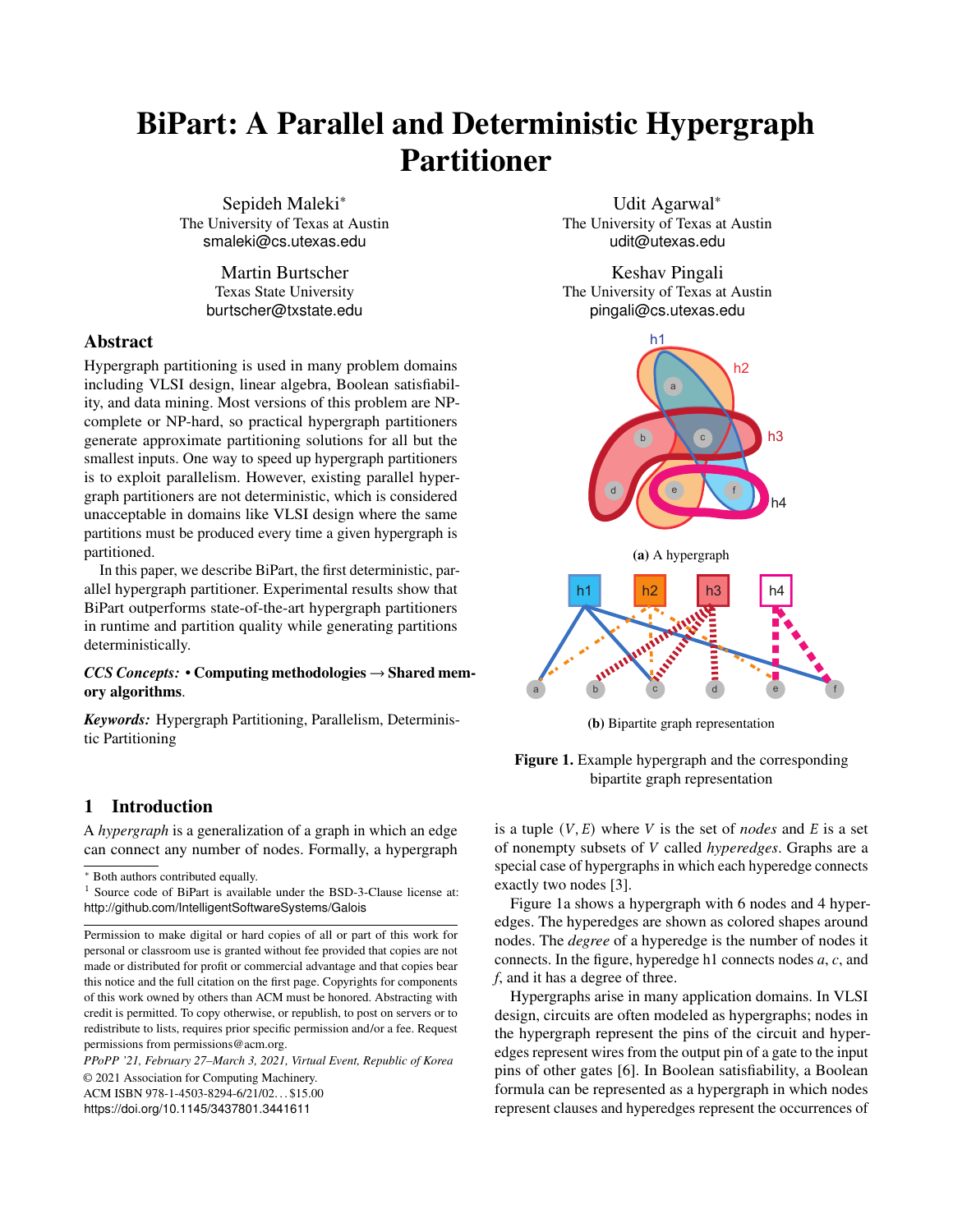# BiPart: A Parallel and Deterministic Hypergraph Partitioner

Sepideh Maleki*
The University of Texas at Austin
smaleki@cs.utexas.edu

Udit Agarwal*
The University of Texas at Austin
udit@utexas.edu

Martin Burtscher
Texas State University
burtscher@txstate.edu

Keshav Pingali
The University of Texas at Austin
pingali@cs.utexas.edu

## Abstract

Hypergraph partitioning is used in many problem domains including VLSI design, linear algebra, Boolean satisfiability, and data mining. Most versions of this problem are NP-complete or NP-hard, so practical hypergraph partitioners generate approximate partitioning solutions for all but the smallest inputs. One way to speed up hypergraph partitioners is to exploit parallelism. However, existing parallel hypergraph partitioners are not deterministic, which is considered unacceptable in domains like VLSI design where the same partitions must be produced every time a given hypergraph is partitioned.

In this paper, we describe BiPart, the first deterministic, parallel hypergraph partitioner. Experimental results show that BiPart outperforms state-of-the-art hypergraph partitioners in runtime and partition quality while generating partitions deterministically.

*CCS Concepts:* • **Computing methodologies → Shared memory algorithms**.

*Keywords:* Hypergraph Partitioning, Parallelism, Deterministic Partitioning

**(a)** A hypergraph

**(b)** Bipartite graph representation

**Figure 1.** Example hypergraph and the corresponding bipartite graph representation

## 1 Introduction

A *hypergraph* is a generalization of a graph in which an edge can connect any number of nodes. Formally, a hypergraph is a tuple $(V, E)$ where $V$ is the set of *nodes* and $E$ is a set of nonempty subsets of $V$ called *hyperedges*. Graphs are a special case of hypergraphs in which each hyperedge connects exactly two nodes [3].

Figure 1a shows a hypergraph with 6 nodes and 4 hyperedges. The hyperedges are shown as colored shapes around nodes. The *degree* of a hyperedge is the number of nodes it connects. In the figure, hyperedge h1 connects nodes *a*, *c*, and *f*, and it has a degree of three.

Hypergraphs arise in many application domains. In VLSI design, circuits are often modeled as hypergraphs; nodes in the hypergraph represent the pins of the circuit and hyperedges represent wires from the output pin of a gate to the input pins of other gates [6]. In Boolean satisfiability, a Boolean formula can be represented as a hypergraph in which nodes represent clauses and hyperedges represent the occurrences of

* Both authors contributed equally.

[1] Source code of BiPart is available under the BSD-3-Clause license at: http://github.com/IntelligentSoftwareSystems/Galois

Permission to make digital or hard copies of all or part of this work for personal or classroom use is granted without fee provided that copies are not made or distributed for profit or commercial advantage and that copies bear this notice and the full citation on the first page. Copyrights for components of this work owned by others than ACM must be honored. Abstracting with credit is permitted. To copy otherwise, or republish, to post on servers or to redistribute to lists, requires prior specific permission and/or a fee. Request permissions from permissions@acm.org.

*PPoPP '21, February 27–March 3, 2021, Virtual Event, Republic of Korea*
© 2021 Association for Computing Machinery.
ACM ISBN 978-1-4503-8294-6/21/02...$15.00
https://doi.org/10.1145/3437801.3441611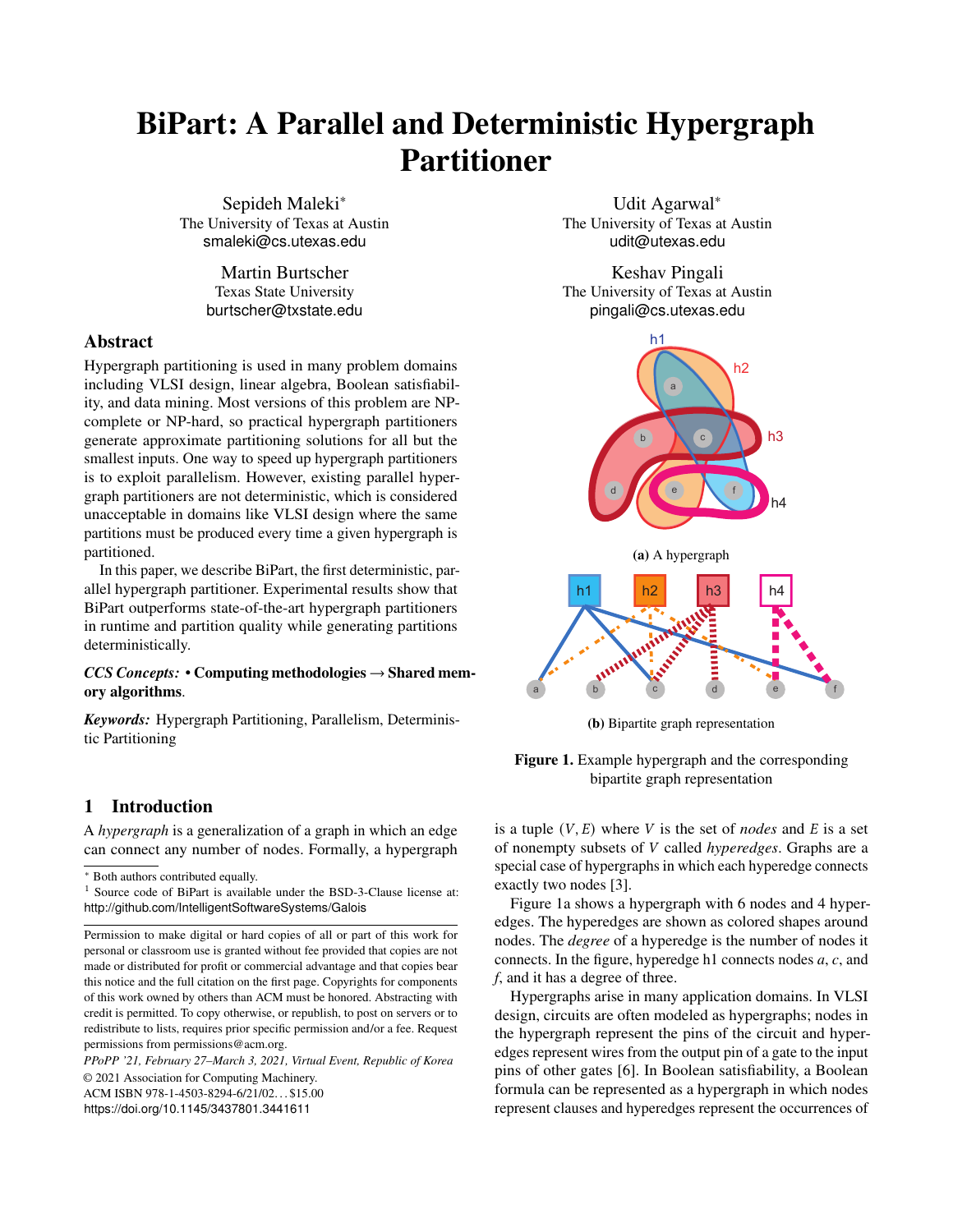# BiPart: A Parallel and Deterministic Hypergraph Partitioner

Sepideh Maleki*
The University of Texas at Austin
smaleki@cs.utexas.edu

Udit Agarwal*
The University of Texas at Austin
udit@utexas.edu

Martin Burtscher
Texas State University
burtscher@txstate.edu

Keshav Pingali
The University of Texas at Austin
pingali@cs.utexas.edu

## Abstract

Hypergraph partitioning is used in many problem domains including VLSI design, linear algebra, Boolean satisfiability, and data mining. Most versions of this problem are NP-complete or NP-hard, so practical hypergraph partitioners generate approximate partitioning solutions for all but the smallest inputs. One way to speed up hypergraph partitioners is to exploit parallelism. However, existing parallel hypergraph partitioners are not deterministic, which is considered unacceptable in domains like VLSI design where the same partitions must be produced every time a given hypergraph is partitioned.

In this paper, we describe BiPart, the first deterministic, parallel hypergraph partitioner. Experimental results show that BiPart outperforms state-of-the-art hypergraph partitioners in runtime and partition quality while generating partitions deterministically.

*CCS Concepts:* • **Computing methodologies** → **Shared memory algorithms**.

*Keywords:* Hypergraph Partitioning, Parallelism, Deterministic Partitioning

**(a)** A hypergraph

**(b)** Bipartite graph representation

**Figure 1.** Example hypergraph and the corresponding bipartite graph representation

## 1 Introduction

A *hypergraph* is a generalization of a graph in which an edge can connect any number of nodes. Formally, a hypergraph is a tuple $(V, E)$ where $V$ is the set of *nodes* and $E$ is a set of nonempty subsets of $V$ called *hyperedges*. Graphs are a special case of hypergraphs in which each hyperedge connects exactly two nodes [3].

Figure 1a shows a hypergraph with 6 nodes and 4 hyperedges. The hyperedges are shown as colored shapes around nodes. The *degree* of a hyperedge is the number of nodes it connects. In the figure, hyperedge h1 connects nodes $a$, $c$, and $f$, and it has a degree of three.

Hypergraphs arise in many application domains. In VLSI design, circuits are often modeled as hypergraphs; nodes in the hypergraph represent the pins of the circuit and hyperedges represent wires from the output pin of a gate to the input pins of other gates [6]. In Boolean satisfiability, a Boolean formula can be represented as a hypergraph in which nodes represent clauses and hyperedges represent the occurrences of

---

* Both authors contributed equally.

[1] Source code of BiPart is available under the BSD-3-Clause license at: http://github.com/IntelligentSoftwareSystems/Galois

Permission to make digital or hard copies of all or part of this work for personal or classroom use is granted without fee provided that copies are not made or distributed for profit or commercial advantage and that copies bear this notice and the full citation on the first page. Copyrights for components of this work owned by others than ACM must be honored. Abstracting with credit is permitted. To copy otherwise, or republish, to post on servers or to redistribute to lists, requires prior specific permission and/or a fee. Request permissions from permissions@acm.org.

*PPoPP '21, February 27–March 3, 2021, Virtual Event, Republic of Korea*
© 2021 Association for Computing Machinery.
ACM ISBN 978-1-4503-8294-6/21/02...$15.00
https://doi.org/10.1145/3437801.3441611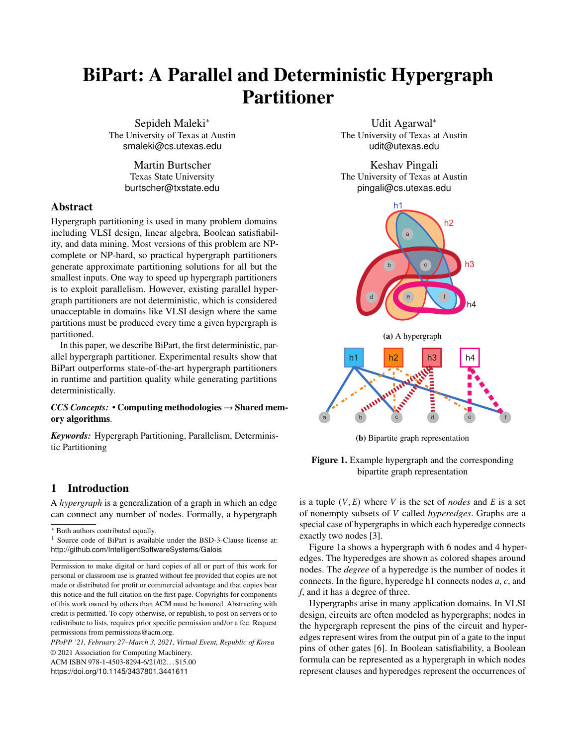# BiPart: A Parallel and Deterministic Hypergraph Partitioner

Sepideh Maleki*
The University of Texas at Austin
smaleki@cs.utexas.edu

Udit Agarwal*
The University of Texas at Austin
udit@utexas.edu

Martin Burtscher
Texas State University
burtscher@txstate.edu

Keshav Pingali
The University of Texas at Austin
pingali@cs.utexas.edu

## Abstract

Hypergraph partitioning is used in many problem domains including VLSI design, linear algebra, Boolean satisfiability, and data mining. Most versions of this problem are NP-complete or NP-hard, so practical hypergraph partitioners generate approximate partitioning solutions for all but the smallest inputs. One way to speed up hypergraph partitioners is to exploit parallelism. However, existing parallel hypergraph partitioners are not deterministic, which is considered unacceptable in domains like VLSI design where the same partitions must be produced every time a given hypergraph is partitioned.

In this paper, we describe BiPart, the first deterministic, parallel hypergraph partitioner. Experimental results show that BiPart outperforms state-of-the-art hypergraph partitioners in runtime and partition quality while generating partitions deterministically.

*CCS Concepts:* • **Computing methodologies → Shared memory algorithms**.

*Keywords:* Hypergraph Partitioning, Parallelism, Deterministic Partitioning

**(a)** A hypergraph

**(b)** Bipartite graph representation

**Figure 1.** Example hypergraph and the corresponding bipartite graph representation

## 1 Introduction

A *hypergraph* is a generalization of a graph in which an edge can connect any number of nodes. Formally, a hypergraph is a tuple $(V, E)$ where $V$ is the set of *nodes* and $E$ is a set of nonempty subsets of $V$ called *hyperedges*. Graphs are a special case of hypergraphs in which each hyperedge connects exactly two nodes [3].

Figure 1a shows a hypergraph with 6 nodes and 4 hyperedges. The hyperedges are shown as colored shapes around nodes. The *degree* of a hyperedge is the number of nodes it connects. In the figure, hyperedge h1 connects nodes $a$, $c$, and $f$, and it has a degree of three.

Hypergraphs arise in many application domains. In VLSI design, circuits are often modeled as hypergraphs; nodes in the hypergraph represent the pins of the circuit and hyperedges represent wires from the output pin of a gate to the input pins of other gates [6]. In Boolean satisfiability, a Boolean formula can be represented as a hypergraph in which nodes represent clauses and hyperedges represent the occurrences of

* Both authors contributed equally.

[1] Source code of BiPart is available under the BSD-3-Clause license at: http://github.com/IntelligentSoftwareSystems/Galois

Permission to make digital or hard copies of all or part of this work for personal or classroom use is granted without fee provided that copies are not made or distributed for profit or commercial advantage and that copies bear this notice and the full citation on the first page. Copyrights for components of this work owned by others than ACM must be honored. Abstracting with credit is permitted. To copy otherwise, or republish, to post on servers or to redistribute to lists, requires prior specific permission and/or a fee. Request permissions from permissions@acm.org.

*PPoPP '21, February 27–March 3, 2021, Virtual Event, Republic of Korea*
© 2021 Association for Computing Machinery.
ACM ISBN 978-1-4503-8294-6/21/02...$15.00
https://doi.org/10.1145/3437801.3441611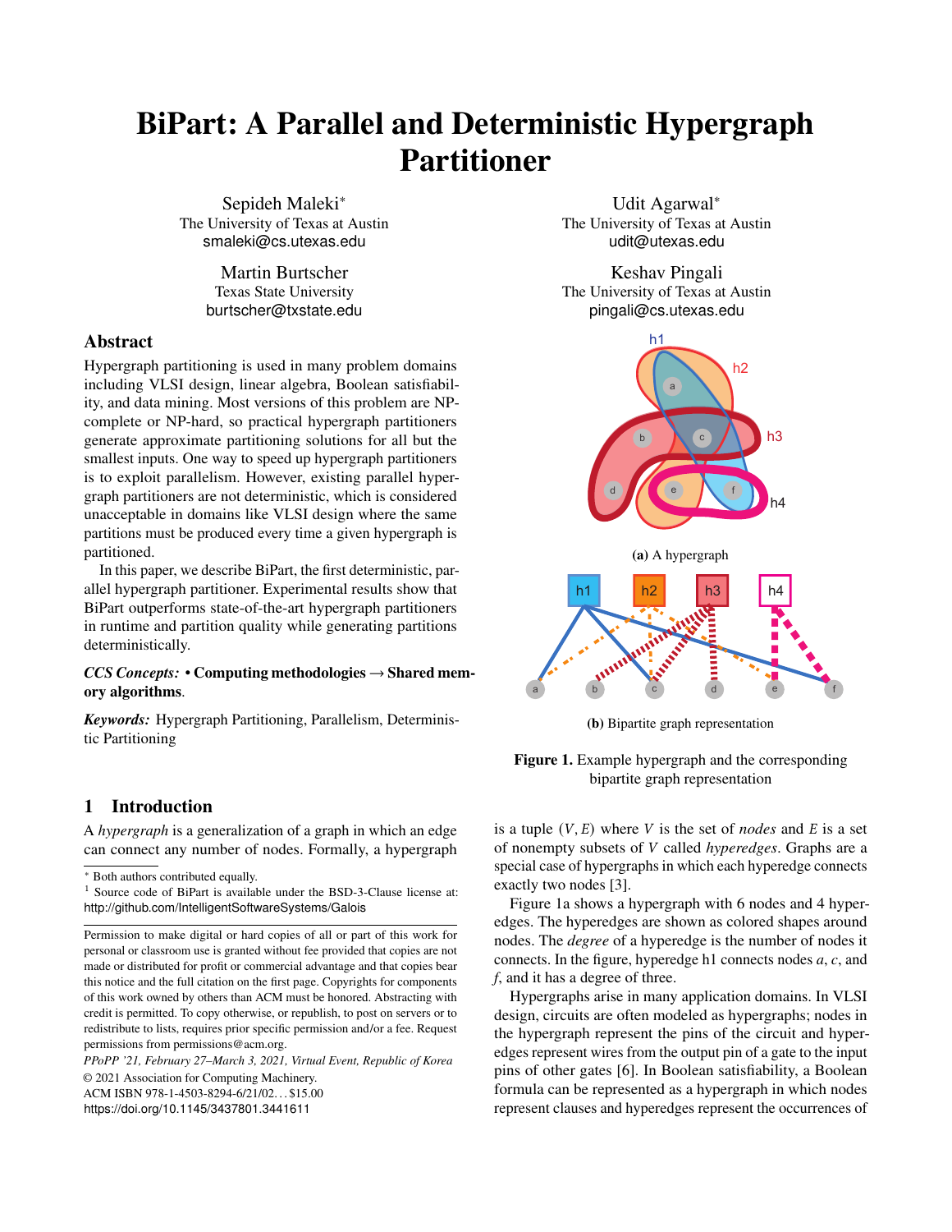# BiPart: A Parallel and Deterministic Hypergraph Partitioner

Sepideh Maleki*
The University of Texas at Austin
smaleki@cs.utexas.edu

Udit Agarwal*
The University of Texas at Austin
udit@utexas.edu

Martin Burtscher
Texas State University
burtscher@txstate.edu

Keshav Pingali
The University of Texas at Austin
pingali@cs.utexas.edu

## Abstract

Hypergraph partitioning is used in many problem domains including VLSI design, linear algebra, Boolean satisfiability, and data mining. Most versions of this problem are NP-complete or NP-hard, so practical hypergraph partitioners generate approximate partitioning solutions for all but the smallest inputs. One way to speed up hypergraph partitioners is to exploit parallelism. However, existing parallel hypergraph partitioners are not deterministic, which is considered unacceptable in domains like VLSI design where the same partitions must be produced every time a given hypergraph is partitioned.

In this paper, we describe BiPart, the first deterministic, parallel hypergraph partitioner. Experimental results show that BiPart outperforms state-of-the-art hypergraph partitioners in runtime and partition quality while generating partitions deterministically.

*CCS Concepts:* • **Computing methodologies** → **Shared memory algorithms**.

*Keywords:* Hypergraph Partitioning, Parallelism, Deterministic Partitioning

**(a)** A hypergraph

**(b)** Bipartite graph representation

**Figure 1.** Example hypergraph and the corresponding bipartite graph representation

## 1 Introduction

A *hypergraph* is a generalization of a graph in which an edge can connect any number of nodes. Formally, a hypergraph is a tuple $(V, E)$ where $V$ is the set of *nodes* and $E$ is a set of nonempty subsets of $V$ called *hyperedges*. Graphs are a special case of hypergraphs in which each hyperedge connects exactly two nodes [3].

Figure 1a shows a hypergraph with 6 nodes and 4 hyperedges. The hyperedges are shown as colored shapes around nodes. The *degree* of a hyperedge is the number of nodes it connects. In the figure, hyperedge h1 connects nodes *a*, *c*, and *f*, and it has a degree of three.

Hypergraphs arise in many application domains. In VLSI design, circuits are often modeled as hypergraphs; nodes in the hypergraph represent the pins of the circuit and hyperedges represent wires from the output pin of a gate to the input pins of other gates [6]. In Boolean satisfiability, a Boolean formula can be represented as a hypergraph in which nodes represent clauses and hyperedges represent the occurrences of

---

* Both authors contributed equally.

[1] Source code of BiPart is available under the BSD-3-Clause license at: http://github.com/IntelligentSoftwareSystems/Galois

Permission to make digital or hard copies of all or part of this work for personal or classroom use is granted without fee provided that copies are not made or distributed for profit or commercial advantage and that copies bear this notice and the full citation on the first page. Copyrights for components of this work owned by others than ACM must be honored. Abstracting with credit is permitted. To copy otherwise, or republish, to post on servers or to redistribute to lists, requires prior specific permission and/or a fee. Request permissions from permissions@acm.org.

*PPoPP '21, February 27–March 3, 2021, Virtual Event, Republic of Korea*
© 2021 Association for Computing Machinery.
ACM ISBN 978-1-4503-8294-6/21/02...$15.00
https://doi.org/10.1145/3437801.3441611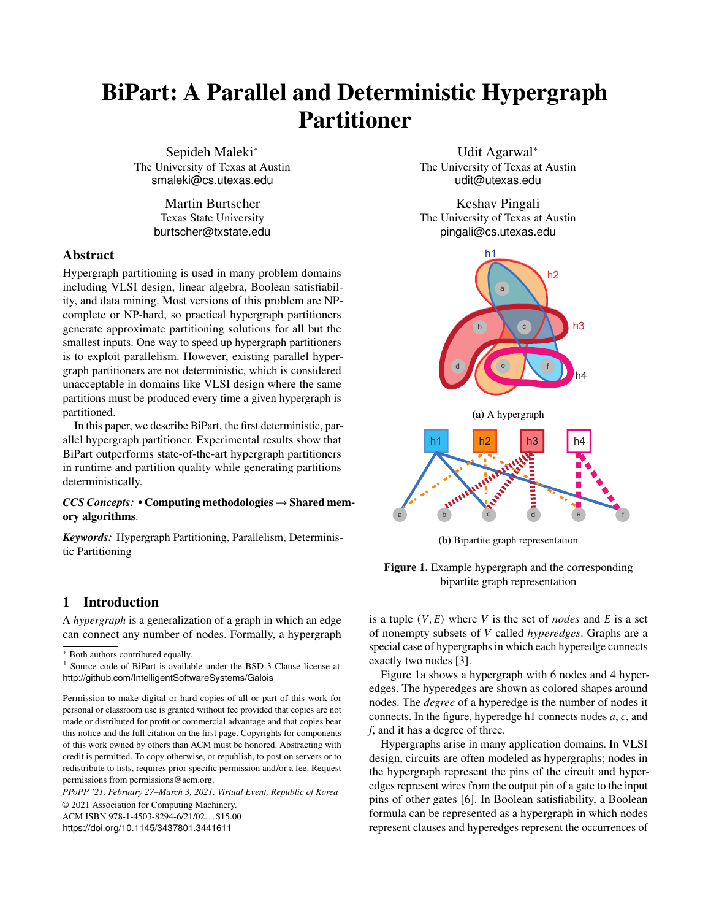# BiPart: A Parallel and Deterministic Hypergraph Partitioner

Sepideh Maleki*
The University of Texas at Austin
smaleki@cs.utexas.edu

Udit Agarwal*
The University of Texas at Austin
udit@utexas.edu

Martin Burtscher
Texas State University
burtscher@txstate.edu

Keshav Pingali
The University of Texas at Austin
pingali@cs.utexas.edu

## Abstract

Hypergraph partitioning is used in many problem domains including VLSI design, linear algebra, Boolean satisfiability, and data mining. Most versions of this problem are NP-complete or NP-hard, so practical hypergraph partitioners generate approximate partitioning solutions for all but the smallest inputs. One way to speed up hypergraph partitioners is to exploit parallelism. However, existing parallel hypergraph partitioners are not deterministic, which is considered unacceptable in domains like VLSI design where the same partitions must be produced every time a given hypergraph is partitioned.

In this paper, we describe BiPart, the first deterministic, parallel hypergraph partitioner. Experimental results show that BiPart outperforms state-of-the-art hypergraph partitioners in runtime and partition quality while generating partitions deterministically.

*CCS Concepts:* • **Computing methodologies → Shared memory algorithms**.

*Keywords:* Hypergraph Partitioning, Parallelism, Deterministic Partitioning

**(a)** A hypergraph

**(b)** Bipartite graph representation

**Figure 1.** Example hypergraph and the corresponding bipartite graph representation

## 1 Introduction

A *hypergraph* is a generalization of a graph in which an edge can connect any number of nodes. Formally, a hypergraph is a tuple $(V, E)$ where $V$ is the set of *nodes* and $E$ is a set of nonempty subsets of $V$ called *hyperedges*. Graphs are a special case of hypergraphs in which each hyperedge connects exactly two nodes [3].

Figure 1a shows a hypergraph with 6 nodes and 4 hyperedges. The hyperedges are shown as colored shapes around nodes. The *degree* of a hyperedge is the number of nodes it connects. In the figure, hyperedge h1 connects nodes $a$, $c$, and $f$, and it has a degree of three.

Hypergraphs arise in many application domains. In VLSI design, circuits are often modeled as hypergraphs; nodes in the hypergraph represent the pins of the circuit and hyperedges represent wires from the output pin of a gate to the input pins of other gates [6]. In Boolean satisfiability, a Boolean formula can be represented as a hypergraph in which nodes represent clauses and hyperedges represent the occurrences of

---

* Both authors contributed equally.

[1] Source code of BiPart is available under the BSD-3-Clause license at: http://github.com/IntelligentSoftwareSystems/Galois

Permission to make digital or hard copies of all or part of this work for personal or classroom use is granted without fee provided that copies are not made or distributed for profit or commercial advantage and that copies bear this notice and the full citation on the first page. Copyrights for components of this work owned by others than ACM must be honored. Abstracting with credit is permitted. To copy otherwise, or republish, to post on servers or to redistribute to lists, requires prior specific permission and/or a fee. Request permissions from permissions@acm.org.

*PPoPP '21, February 27–March 3, 2021, Virtual Event, Republic of Korea*
© 2021 Association for Computing Machinery.
ACM ISBN 978-1-4503-8294-6/21/02...$15.00
https://doi.org/10.1145/3437801.3441611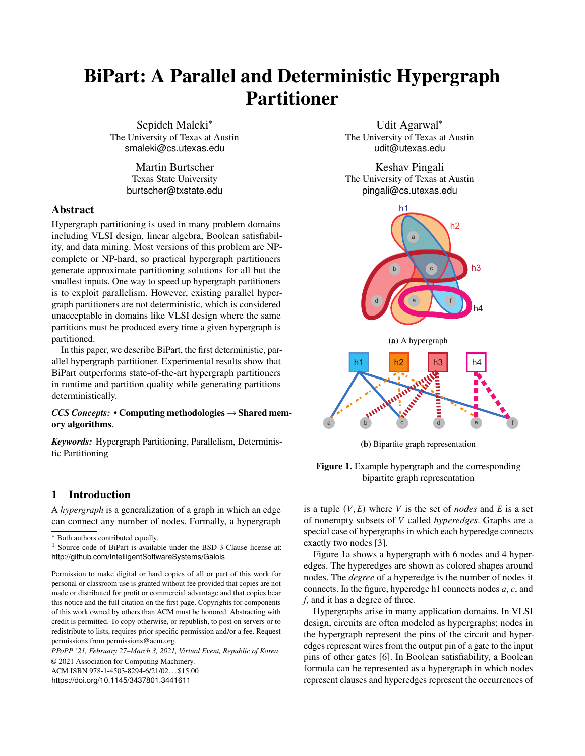# BiPart: A Parallel and Deterministic Hypergraph Partitioner

Sepideh Maleki*
The University of Texas at Austin
smaleki@cs.utexas.edu

Udit Agarwal*
The University of Texas at Austin
udit@utexas.edu

Martin Burtscher
Texas State University
burtscher@txstate.edu

Keshav Pingali
The University of Texas at Austin
pingali@cs.utexas.edu

## Abstract

Hypergraph partitioning is used in many problem domains including VLSI design, linear algebra, Boolean satisfiability, and data mining. Most versions of this problem are NP-complete or NP-hard, so practical hypergraph partitioners generate approximate partitioning solutions for all but the smallest inputs. One way to speed up hypergraph partitioners is to exploit parallelism. However, existing parallel hypergraph partitioners are not deterministic, which is considered unacceptable in domains like VLSI design where the same partitions must be produced every time a given hypergraph is partitioned.

In this paper, we describe BiPart, the first deterministic, parallel hypergraph partitioner. Experimental results show that BiPart outperforms state-of-the-art hypergraph partitioners in runtime and partition quality while generating partitions deterministically.

*CCS Concepts:* • **Computing methodologies** → **Shared memory algorithms**.

*Keywords:* Hypergraph Partitioning, Parallelism, Deterministic Partitioning

(a) A hypergraph

(b) Bipartite graph representation

**Figure 1.** Example hypergraph and the corresponding bipartite graph representation

## 1 Introduction

A *hypergraph* is a generalization of a graph in which an edge can connect any number of nodes. Formally, a hypergraph is a tuple $(V, E)$ where $V$ is the set of *nodes* and $E$ is a set of nonempty subsets of $V$ called *hyperedges*. Graphs are a special case of hypergraphs in which each hyperedge connects exactly two nodes [3].

Figure 1a shows a hypergraph with 6 nodes and 4 hyperedges. The hyperedges are shown as colored shapes around nodes. The *degree* of a hyperedge is the number of nodes it connects. In the figure, hyperedge h1 connects nodes *a*, *c*, and *f*, and it has a degree of three.

Hypergraphs arise in many application domains. In VLSI design, circuits are often modeled as hypergraphs; nodes in the hypergraph represent the pins of the circuit and hyperedges represent wires from the output pin of a gate to the input pins of other gates [6]. In Boolean satisfiability, a Boolean formula can be represented as a hypergraph in which nodes represent clauses and hyperedges represent the occurrences of

* Both authors contributed equally.

[1] Source code of BiPart is available under the BSD-3-Clause license at: http://github.com/IntelligentSoftwareSystems/Galois

Permission to make digital or hard copies of all or part of this work for personal or classroom use is granted without fee provided that copies are not made or distributed for profit or commercial advantage and that copies bear this notice and the full citation on the first page. Copyrights for components of this work owned by others than ACM must be honored. Abstracting with credit is permitted. To copy otherwise, or republish, to post on servers or to redistribute to lists, requires prior specific permission and/or a fee. Request permissions from permissions@acm.org.

*PPoPP '21, February 27–March 3, 2021, Virtual Event, Republic of Korea*
© 2021 Association for Computing Machinery.
ACM ISBN 978-1-4503-8294-6/21/02...$15.00
https://doi.org/10.1145/3437801.3441611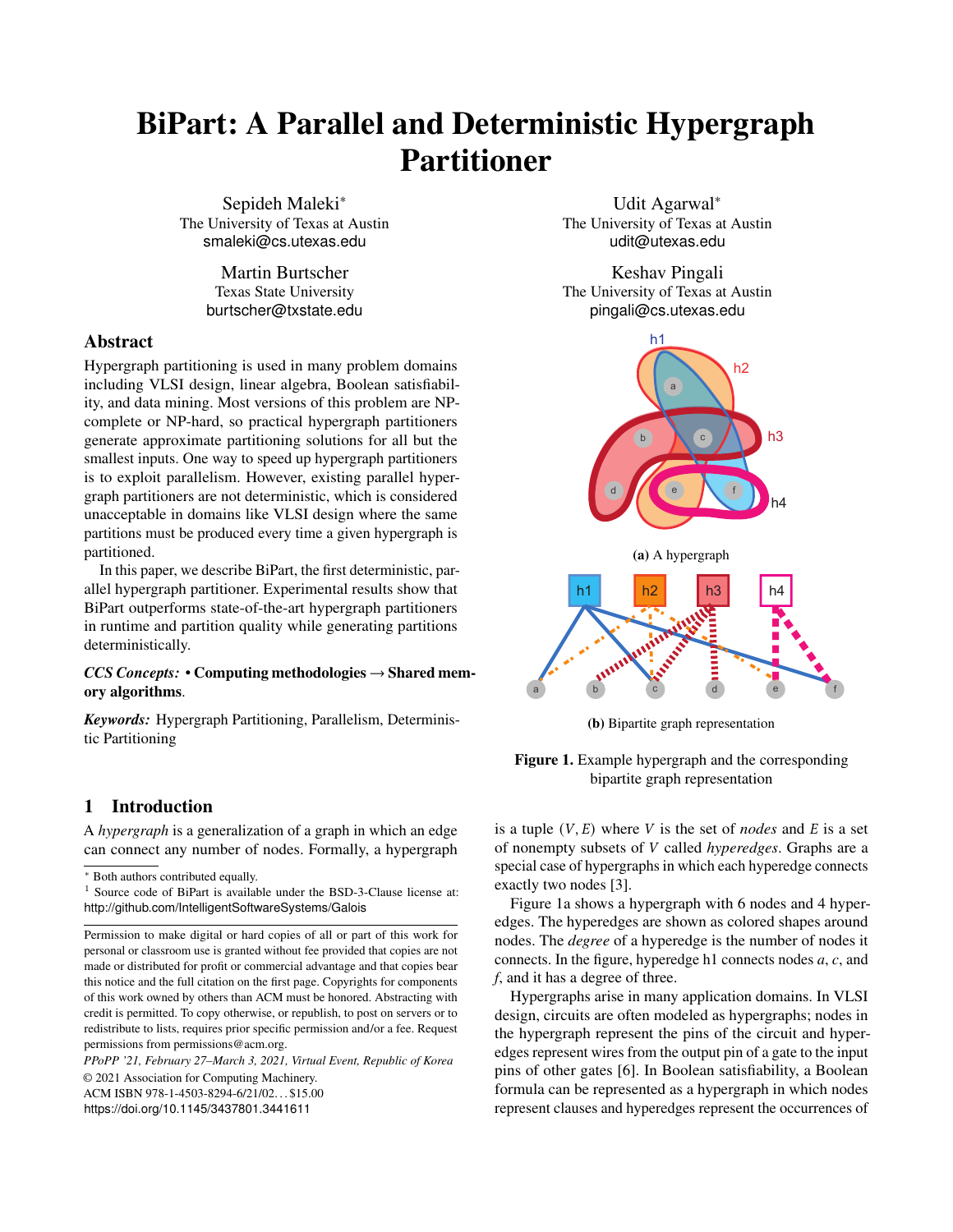# BiPart: A Parallel and Deterministic Hypergraph Partitioner

Sepideh Maleki*
The University of Texas at Austin
smaleki@cs.utexas.edu

Udit Agarwal*
The University of Texas at Austin
udit@utexas.edu

Martin Burtscher
Texas State University
burtscher@txstate.edu

Keshav Pingali
The University of Texas at Austin
pingali@cs.utexas.edu

## Abstract

Hypergraph partitioning is used in many problem domains including VLSI design, linear algebra, Boolean satisfiability, and data mining. Most versions of this problem are NP-complete or NP-hard, so practical hypergraph partitioners generate approximate partitioning solutions for all but the smallest inputs. One way to speed up hypergraph partitioners is to exploit parallelism. However, existing parallel hypergraph partitioners are not deterministic, which is considered unacceptable in domains like VLSI design where the same partitions must be produced every time a given hypergraph is partitioned.

In this paper, we describe BiPart, the first deterministic, parallel hypergraph partitioner. Experimental results show that BiPart outperforms state-of-the-art hypergraph partitioners in runtime and partition quality while generating partitions deterministically.

*CCS Concepts:* • **Computing methodologies → Shared memory algorithms**.

*Keywords:* Hypergraph Partitioning, Parallelism, Deterministic Partitioning

**(a)** A hypergraph

**(b)** Bipartite graph representation

**Figure 1.** Example hypergraph and the corresponding bipartite graph representation

## 1 Introduction

A *hypergraph* is a generalization of a graph in which an edge can connect any number of nodes. Formally, a hypergraph is a tuple $(V, E)$ where $V$ is the set of *nodes* and $E$ is a set of nonempty subsets of $V$ called *hyperedges*. Graphs are a special case of hypergraphs in which each hyperedge connects exactly two nodes [3].

Figure 1a shows a hypergraph with 6 nodes and 4 hyperedges. The hyperedges are shown as colored shapes around nodes. The *degree* of a hyperedge is the number of nodes it connects. In the figure, hyperedge h1 connects nodes *a*, *c*, and *f*, and it has a degree of three.

Hypergraphs arise in many application domains. In VLSI design, circuits are often modeled as hypergraphs; nodes in the hypergraph represent the pins of the circuit and hyperedges represent wires from the output pin of a gate to the input pins of other gates [6]. In Boolean satisfiability, a Boolean formula can be represented as a hypergraph in which nodes represent clauses and hyperedges represent the occurrences of

---

* Both authors contributed equally.

[1] Source code of BiPart is available under the BSD-3-Clause license at: http://github.com/IntelligentSoftwareSystems/Galois

Permission to make digital or hard copies of all or part of this work for personal or classroom use is granted without fee provided that copies are not made or distributed for profit or commercial advantage and that copies bear this notice and the full citation on the first page. Copyrights for components of this work owned by others than ACM must be honored. Abstracting with credit is permitted. To copy otherwise, or republish, to post on servers or to redistribute to lists, requires prior specific permission and/or a fee. Request permissions from permissions@acm.org.

*PPoPP '21, February 27–March 3, 2021, Virtual Event, Republic of Korea*
© 2021 Association for Computing Machinery.
ACM ISBN 978-1-4503-8294-6/21/02...$15.00
https://doi.org/10.1145/3437801.3441611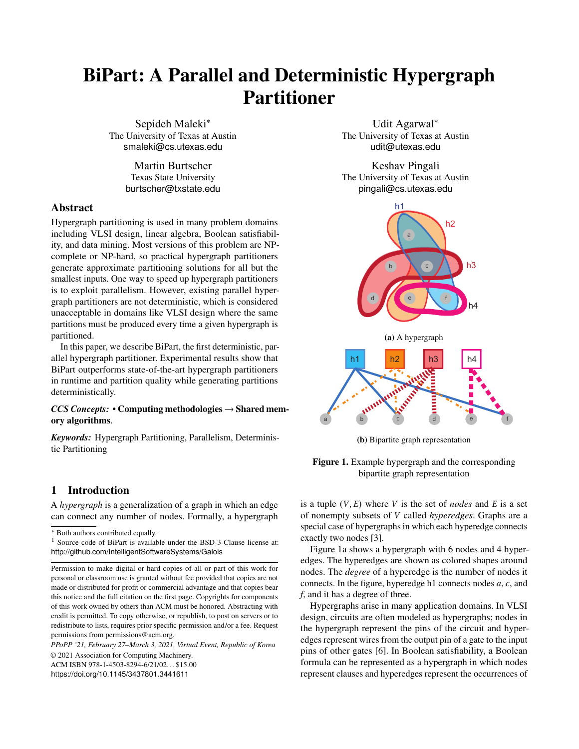# BiPart: A Parallel and Deterministic Hypergraph Partitioner

Sepideh Maleki*
The University of Texas at Austin
smaleki@cs.utexas.edu

Udit Agarwal*
The University of Texas at Austin
udit@utexas.edu

Martin Burtscher
Texas State University
burtscher@txstate.edu

Keshav Pingali
The University of Texas at Austin
pingali@cs.utexas.edu

## Abstract

Hypergraph partitioning is used in many problem domains including VLSI design, linear algebra, Boolean satisfiability, and data mining. Most versions of this problem are NP-complete or NP-hard, so practical hypergraph partitioners generate approximate partitioning solutions for all but the smallest inputs. One way to speed up hypergraph partitioners is to exploit parallelism. However, existing parallel hypergraph partitioners are not deterministic, which is considered unacceptable in domains like VLSI design where the same partitions must be produced every time a given hypergraph is partitioned.

In this paper, we describe BiPart, the first deterministic, parallel hypergraph partitioner. Experimental results show that BiPart outperforms state-of-the-art hypergraph partitioners in runtime and partition quality while generating partitions deterministically.

*CCS Concepts:* • **Computing methodologies → Shared memory algorithms**.

*Keywords:* Hypergraph Partitioning, Parallelism, Deterministic Partitioning

(a) A hypergraph

(b) Bipartite graph representation

**Figure 1.** Example hypergraph and the corresponding bipartite graph representation

## 1 Introduction

A *hypergraph* is a generalization of a graph in which an edge can connect any number of nodes. Formally, a hypergraph is a tuple $(V, E)$ where $V$ is the set of *nodes* and $E$ is a set of nonempty subsets of $V$ called *hyperedges*. Graphs are a special case of hypergraphs in which each hyperedge connects exactly two nodes [3].

Figure 1a shows a hypergraph with 6 nodes and 4 hyperedges. The hyperedges are shown as colored shapes around nodes. The *degree* of a hyperedge is the number of nodes it connects. In the figure, hyperedge h1 connects nodes $a$, $c$, and $f$, and it has a degree of three.

Hypergraphs arise in many application domains. In VLSI design, circuits are often modeled as hypergraphs; nodes in the hypergraph represent the pins of the circuit and hyperedges represent wires from the output pin of a gate to the input pins of other gates [6]. In Boolean satisfiability, a Boolean formula can be represented as a hypergraph in which nodes represent clauses and hyperedges represent the occurrences of

---

* Both authors contributed equally.

[1] Source code of BiPart is available under the BSD-3-Clause license at: http://github.com/IntelligentSoftwareSystems/Galois

Permission to make digital or hard copies of all or part of this work for personal or classroom use is granted without fee provided that copies are not made or distributed for profit or commercial advantage and that copies bear this notice and the full citation on the first page. Copyrights for components of this work owned by others than ACM must be honored. Abstracting with credit is permitted. To copy otherwise, or republish, to post on servers or to redistribute to lists, requires prior specific permission and/or a fee. Request permissions from permissions@acm.org.

*PPoPP '21, February 27–March 3, 2021, Virtual Event, Republic of Korea*
© 2021 Association for Computing Machinery.
ACM ISBN 978-1-4503-8294-6/21/02...$15.00
https://doi.org/10.1145/3437801.3441611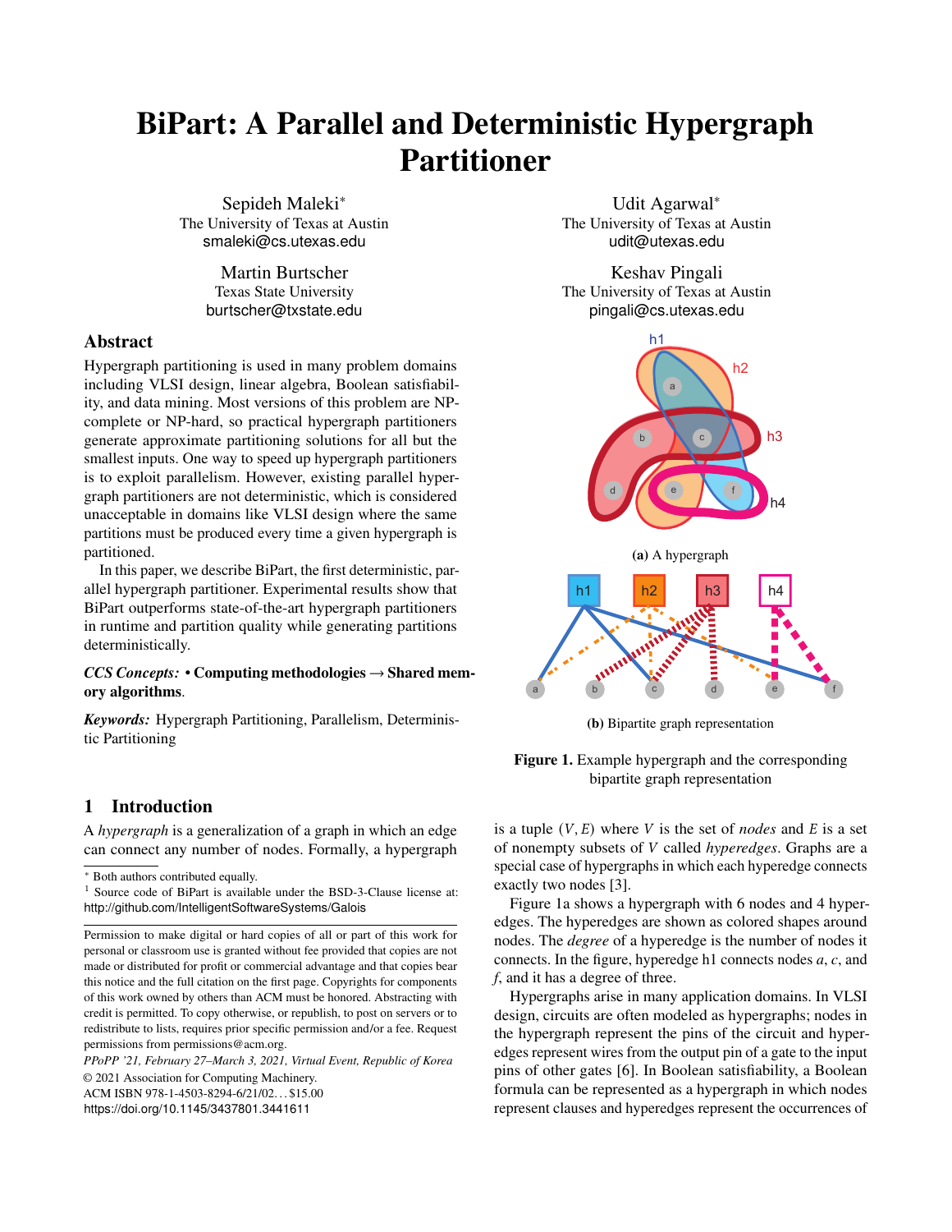# BiPart: A Parallel and Deterministic Hypergraph Partitioner

Sepideh Maleki*
The University of Texas at Austin
smaleki@cs.utexas.edu

Udit Agarwal*
The University of Texas at Austin
udit@utexas.edu

Martin Burtscher
Texas State University
burtscher@txstate.edu

Keshav Pingali
The University of Texas at Austin
pingali@cs.utexas.edu

## Abstract

Hypergraph partitioning is used in many problem domains including VLSI design, linear algebra, Boolean satisfiability, and data mining. Most versions of this problem are NP-complete or NP-hard, so practical hypergraph partitioners generate approximate partitioning solutions for all but the smallest inputs. One way to speed up hypergraph partitioners is to exploit parallelism. However, existing parallel hypergraph partitioners are not deterministic, which is considered unacceptable in domains like VLSI design where the same partitions must be produced every time a given hypergraph is partitioned.

In this paper, we describe BiPart, the first deterministic, parallel hypergraph partitioner. Experimental results show that BiPart outperforms state-of-the-art hypergraph partitioners in runtime and partition quality while generating partitions deterministically.

*CCS Concepts:* • **Computing methodologies → Shared memory algorithms**.

*Keywords:* Hypergraph Partitioning, Parallelism, Deterministic Partitioning

(a) A hypergraph

(b) Bipartite graph representation

**Figure 1.** Example hypergraph and the corresponding bipartite graph representation

## 1 Introduction

A *hypergraph* is a generalization of a graph in which an edge can connect any number of nodes. Formally, a hypergraph is a tuple $(V, E)$ where $V$ is the set of *nodes* and $E$ is a set of nonempty subsets of $V$ called *hyperedges*. Graphs are a special case of hypergraphs in which each hyperedge connects exactly two nodes [3].

Figure 1a shows a hypergraph with 6 nodes and 4 hyperedges. The hyperedges are shown as colored shapes around nodes. The *degree* of a hyperedge is the number of nodes it connects. In the figure, hyperedge h1 connects nodes $a$, $c$, and $f$, and it has a degree of three.

Hypergraphs arise in many application domains. In VLSI design, circuits are often modeled as hypergraphs; nodes in the hypergraph represent the pins of the circuit and hyperedges represent wires from the output pin of a gate to the input pins of other gates [6]. In Boolean satisfiability, a Boolean formula can be represented as a hypergraph in which nodes represent clauses and hyperedges represent the occurrences of

---

* Both authors contributed equally.

[1] Source code of BiPart is available under the BSD-3-Clause license at: http://github.com/IntelligentSoftwareSystems/Galois

Permission to make digital or hard copies of all or part of this work for personal or classroom use is granted without fee provided that copies are not made or distributed for profit or commercial advantage and that copies bear this notice and the full citation on the first page. Copyrights for components of this work owned by others than ACM must be honored. Abstracting with credit is permitted. To copy otherwise, or republish, to post on servers or to redistribute to lists, requires prior specific permission and/or a fee. Request permissions from permissions@acm.org.

*PPoPP '21, February 27–March 3, 2021, Virtual Event, Republic of Korea*
© 2021 Association for Computing Machinery.
ACM ISBN 978-1-4503-8294-6/21/02...$15.00
https://doi.org/10.1145/3437801.3441611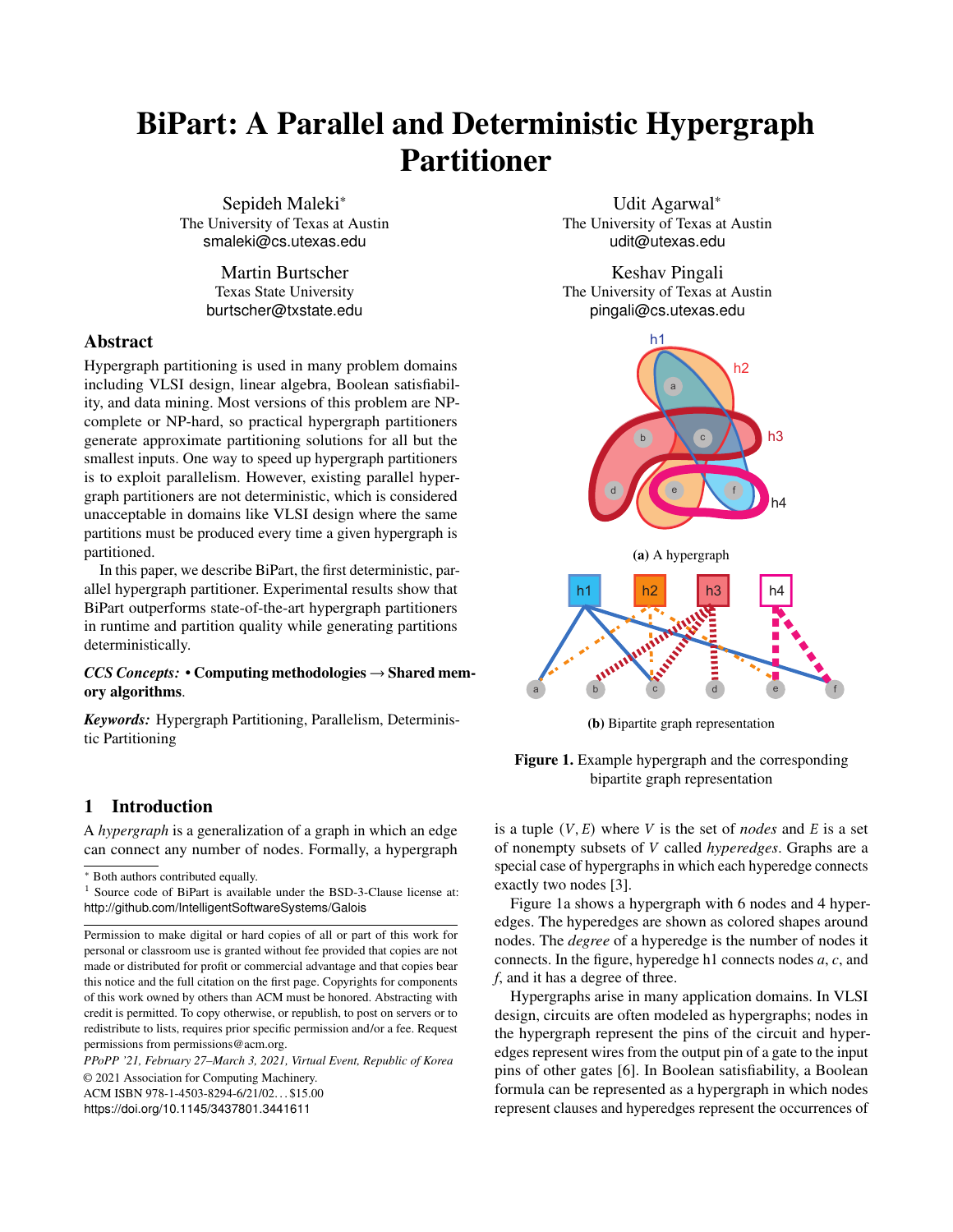# BiPart: A Parallel and Deterministic Hypergraph Partitioner

Sepideh Maleki*
The University of Texas at Austin
smaleki@cs.utexas.edu

Udit Agarwal*
The University of Texas at Austin
udit@utexas.edu

Martin Burtscher
Texas State University
burtscher@txstate.edu

Keshav Pingali
The University of Texas at Austin
pingali@cs.utexas.edu

## Abstract

Hypergraph partitioning is used in many problem domains including VLSI design, linear algebra, Boolean satisfiability, and data mining. Most versions of this problem are NP-complete or NP-hard, so practical hypergraph partitioners generate approximate partitioning solutions for all but the smallest inputs. One way to speed up hypergraph partitioners is to exploit parallelism. However, existing parallel hypergraph partitioners are not deterministic, which is considered unacceptable in domains like VLSI design where the same partitions must be produced every time a given hypergraph is partitioned.

In this paper, we describe BiPart, the first deterministic, parallel hypergraph partitioner. Experimental results show that BiPart outperforms state-of-the-art hypergraph partitioners in runtime and partition quality while generating partitions deterministically.

*CCS Concepts:* • **Computing methodologies → Shared memory algorithms**.

*Keywords:* Hypergraph Partitioning, Parallelism, Deterministic Partitioning

(a) A hypergraph

(b) Bipartite graph representation

**Figure 1.** Example hypergraph and the corresponding bipartite graph representation

## 1 Introduction

A *hypergraph* is a generalization of a graph in which an edge can connect any number of nodes. Formally, a hypergraph is a tuple $(V, E)$ where $V$ is the set of *nodes* and $E$ is a set of nonempty subsets of $V$ called *hyperedges*. Graphs are a special case of hypergraphs in which each hyperedge connects exactly two nodes [3].

Figure 1a shows a hypergraph with 6 nodes and 4 hyperedges. The hyperedges are shown as colored shapes around nodes. The *degree* of a hyperedge is the number of nodes it connects. In the figure, hyperedge h1 connects nodes $a$, $c$, and $f$, and it has a degree of three.

Hypergraphs arise in many application domains. In VLSI design, circuits are often modeled as hypergraphs; nodes in the hypergraph represent the pins of the circuit and hyperedges represent wires from the output pin of a gate to the input pins of other gates [6]. In Boolean satisfiability, a Boolean formula can be represented as a hypergraph in which nodes represent clauses and hyperedges represent the occurrences of

* Both authors contributed equally.

[1] Source code of BiPart is available under the BSD-3-Clause license at: http://github.com/IntelligentSoftwareSystems/Galois

Permission to make digital or hard copies of all or part of this work for personal or classroom use is granted without fee provided that copies are not made or distributed for profit or commercial advantage and that copies bear this notice and the full citation on the first page. Copyrights for components of this work owned by others than ACM must be honored. Abstracting with credit is permitted. To copy otherwise, or republish, to post on servers or to redistribute to lists, requires prior specific permission and/or a fee. Request permissions from permissions@acm.org.

*PPoPP '21, February 27–March 3, 2021, Virtual Event, Republic of Korea*
© 2021 Association for Computing Machinery.
ACM ISBN 978-1-4503-8294-6/21/02…$15.00
https://doi.org/10.1145/3437801.3441611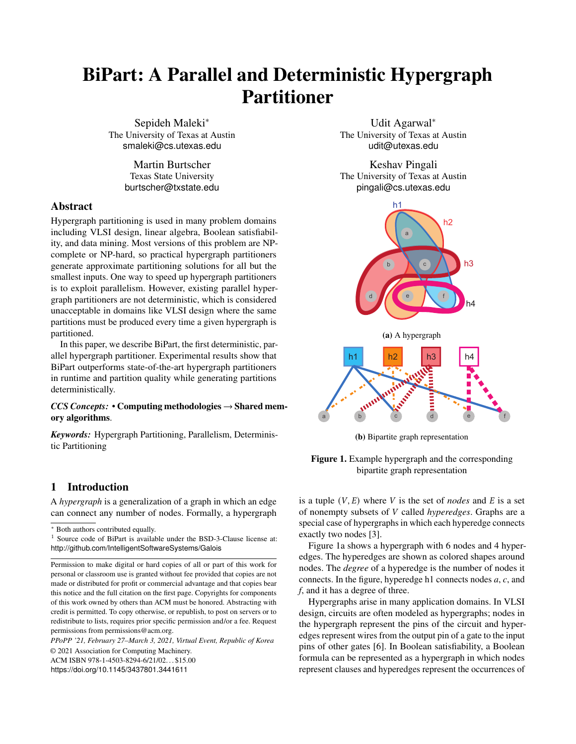# BiPart: A Parallel and Deterministic Hypergraph Partitioner

Sepideh Maleki*
The University of Texas at Austin
smaleki@cs.utexas.edu

Udit Agarwal*
The University of Texas at Austin
udit@utexas.edu

Martin Burtscher
Texas State University
burtscher@txstate.edu

Keshav Pingali
The University of Texas at Austin
pingali@cs.utexas.edu

## Abstract

Hypergraph partitioning is used in many problem domains including VLSI design, linear algebra, Boolean satisfiability, and data mining. Most versions of this problem are NP-complete or NP-hard, so practical hypergraph partitioners generate approximate partitioning solutions for all but the smallest inputs. One way to speed up hypergraph partitioners is to exploit parallelism. However, existing parallel hypergraph partitioners are not deterministic, which is considered unacceptable in domains like VLSI design where the same partitions must be produced every time a given hypergraph is partitioned.

In this paper, we describe BiPart, the first deterministic, parallel hypergraph partitioner. Experimental results show that BiPart outperforms state-of-the-art hypergraph partitioners in runtime and partition quality while generating partitions deterministically.

*CCS Concepts:* • **Computing methodologies → Shared memory algorithms**.

*Keywords:* Hypergraph Partitioning, Parallelism, Deterministic Partitioning

h1
h2
h3
h4
a
b
c
d
e
f

**(a)** A hypergraph

h1 h2 h3 h4
a b c d e f

**(b)** Bipartite graph representation

**Figure 1.** Example hypergraph and the corresponding bipartite graph representation

## 1 Introduction

A *hypergraph* is a generalization of a graph in which an edge can connect any number of nodes. Formally, a hypergraph is a tuple $(V, E)$ where $V$ is the set of *nodes* and $E$ is a set of nonempty subsets of $V$ called *hyperedges*. Graphs are a special case of hypergraphs in which each hyperedge connects exactly two nodes [3].

Figure 1a shows a hypergraph with 6 nodes and 4 hyperedges. The hyperedges are shown as colored shapes around nodes. The *degree* of a hyperedge is the number of nodes it connects. In the figure, hyperedge h1 connects nodes $a$, $c$, and $f$, and it has a degree of three.

Hypergraphs arise in many application domains. In VLSI design, circuits are often modeled as hypergraphs; nodes in the hypergraph represent the pins of the circuit and hyperedges represent wires from the output pin of a gate to the input pins of other gates [6]. In Boolean satisfiability, a Boolean formula can be represented as a hypergraph in which nodes represent clauses and hyperedges represent the occurrences of

---

* Both authors contributed equally.
[1] Source code of BiPart is available under the BSD-3-Clause license at: http://github.com/IntelligentSoftwareSystems/Galois

Permission to make digital or hard copies of all or part of this work for personal or classroom use is granted without fee provided that copies are not made or distributed for profit or commercial advantage and that copies bear this notice and the full citation on the first page. Copyrights for components of this work owned by others than ACM must be honored. Abstracting with credit is permitted. To copy otherwise, or republish, to post on servers or to redistribute to lists, requires prior specific permission and/or a fee. Request permissions from permissions@acm.org.
*PPoPP '21, February 27–March 3, 2021, Virtual Event, Republic of Korea*
© 2021 Association for Computing Machinery.
ACM ISBN 978-1-4503-8294-6/21/02...$15.00
https://doi.org/10.1145/3437801.3441611